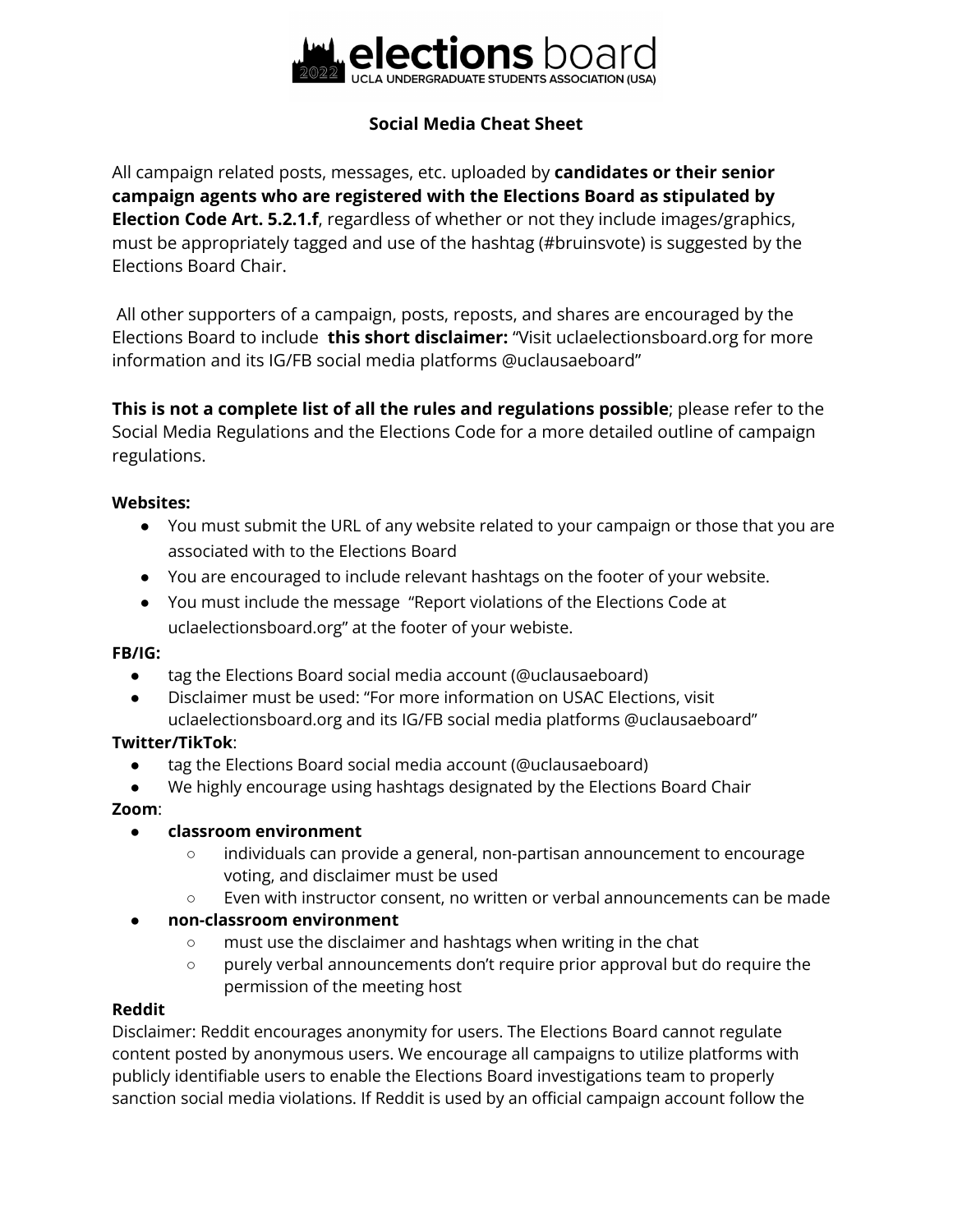# elections board

UCLA UNDERGRADUATE STUDENTS ASSOCIATION (USA)

**Social Media Cheat Sheet**

All campaign related posts, messages, etc. uploaded by **candidates or their senior campaign agents who are registered with the Elections Board as stipulated by Election Code Art. 5.2.1.f**, regardless of whether or not they include images/graphics, must be appropriately tagged and use of the hashtag (#bruinsvote) is suggested by the Elections Board Chair.

All other supporters of a campaign, posts, reposts, and shares are encouraged by the Elections Board to include **this short disclaimer:** "Visit uclaelectionsboard.org for more information and its IG/FB social media platforms @uclausaeboard"

**This is not a complete list of all the rules and regulations possible**; please refer to the Social Media Regulations and the Elections Code for a more detailed outline of campaign regulations.

**Websites:**

- You must submit the URL of any website related to your campaign or those that you are associated with to the Elections Board
- You are encouraged to include relevant hashtags on the footer of your website.
- You must include the message "Report violations of the Elections Code at uclaelectionsboard.org" at the footer of your webiste.

**FB/IG:**

- tag the Elections Board social media account (@uclausaeboard)
- Disclaimer must be used: "For more information on USAC Elections, visit uclaelectionsboard.org and its IG/FB social media platforms @uclausaeboard"

**Twitter/TikTok**:

- tag the Elections Board social media account (@uclausaeboard)
- We highly encourage using hashtags designated by the Elections Board Chair

**Zoom**:

- **classroom environment**
  - individuals can provide a general, non-partisan announcement to encourage voting, and disclaimer must be used
  - Even with instructor consent, no written or verbal announcements can be made
- **non-classroom environment**
  - must use the disclaimer and hashtags when writing in the chat
  - purely verbal announcements don't require prior approval but do require the permission of the meeting host

**Reddit**

Disclaimer: Reddit encourages anonymity for users. The Elections Board cannot regulate content posted by anonymous users. We encourage all campaigns to utilize platforms with publicly identifiable users to enable the Elections Board investigations team to properly sanction social media violations. If Reddit is used by an official campaign account follow the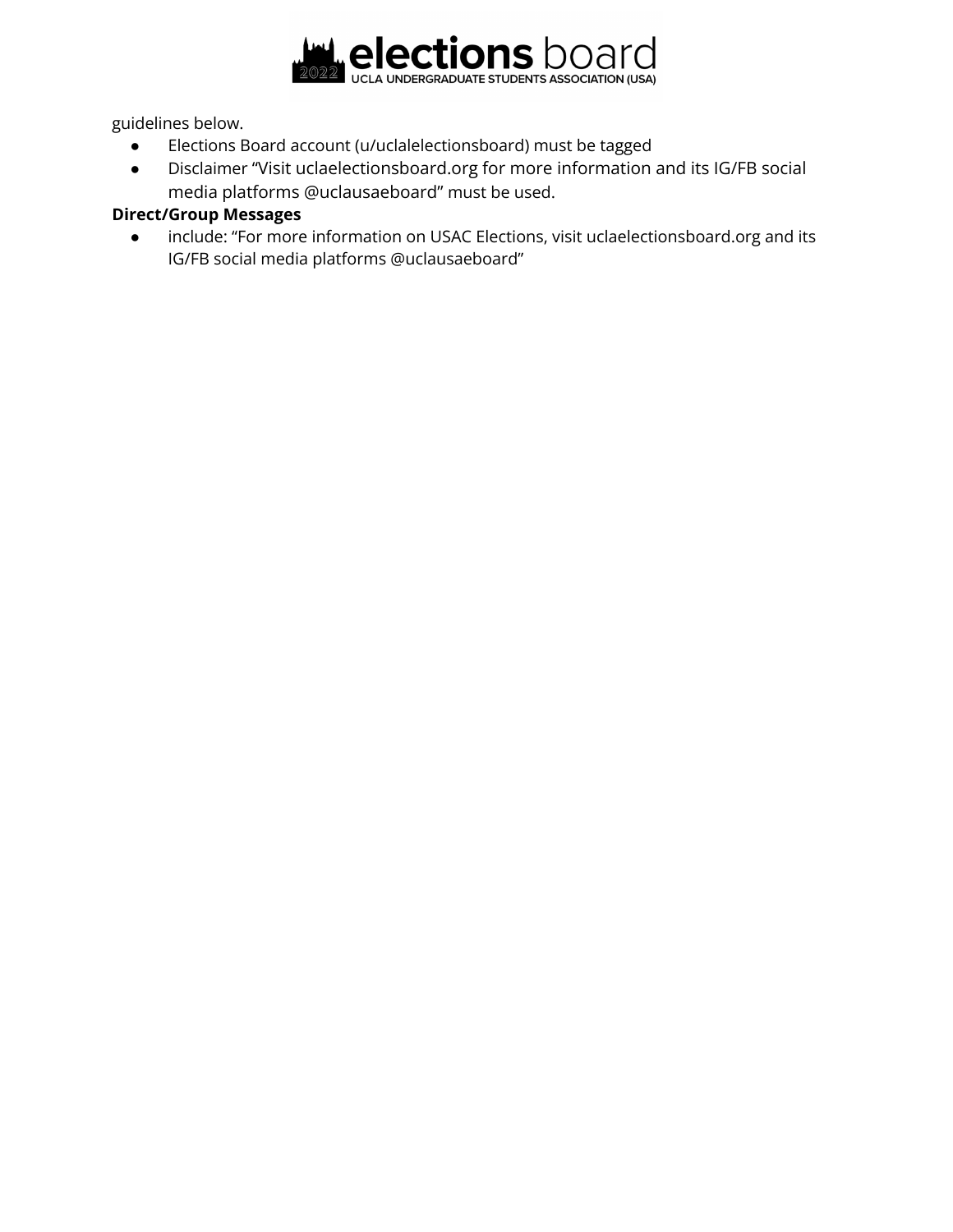guidelines below.

- Elections Board account (u/uclalelectionsboard) must be tagged
- Disclaimer "Visit uclaelectionsboard.org for more information and its IG/FB social media platforms @uclausaeboard" must be used.

**Direct/Group Messages**

- include: "For more information on USAC Elections, visit uclaelectionsboard.org and its IG/FB social media platforms @uclausaeboard"